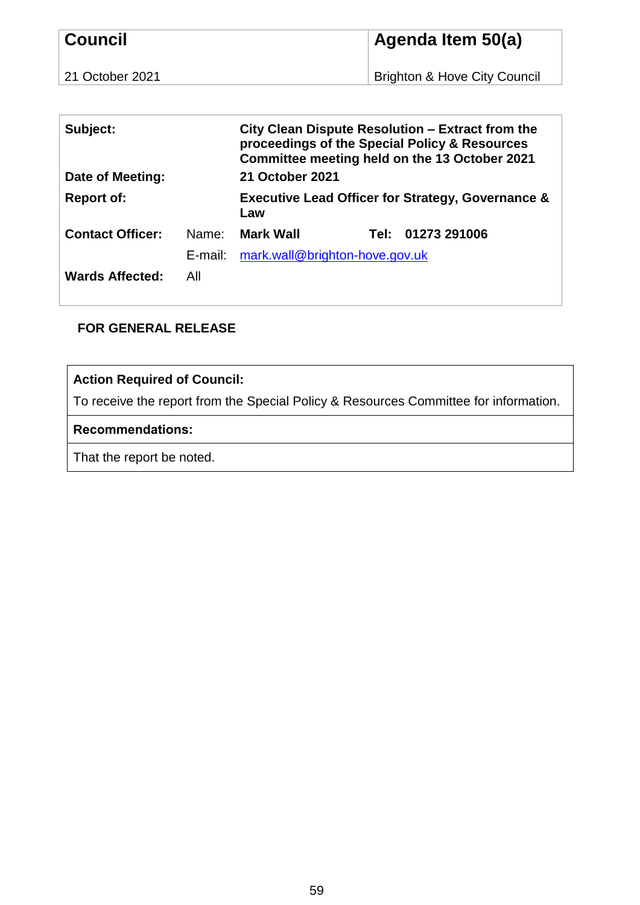| **Council** | **Agenda Item 50(a)** |
| --- | --- |
| 21 October 2021 | Brighton & Hove City Council |

| | | |
| --- | --- | --- |
| **Subject:** | | **City Clean Dispute Resolution – Extract from the proceedings of the Special Policy & Resources Committee meeting held on the 13 October 2021** |
| **Date of Meeting:** | | **21 October 2021** |
| **Report of:** | | **Executive Lead Officer for Strategy, Governance & Law** |
| **Contact Officer:** | Name: | **Mark Wall** **Tel: 01273 291006** |
| | E-mail: | mark.wall@brighton-hove.gov.uk |
| **Wards Affected:** | All | |

**FOR GENERAL RELEASE**

| **Action Required of Council:** |
| --- |
| To receive the report from the Special Policy & Resources Committee for information. |
| **Recommendations:** |
| That the report be noted. |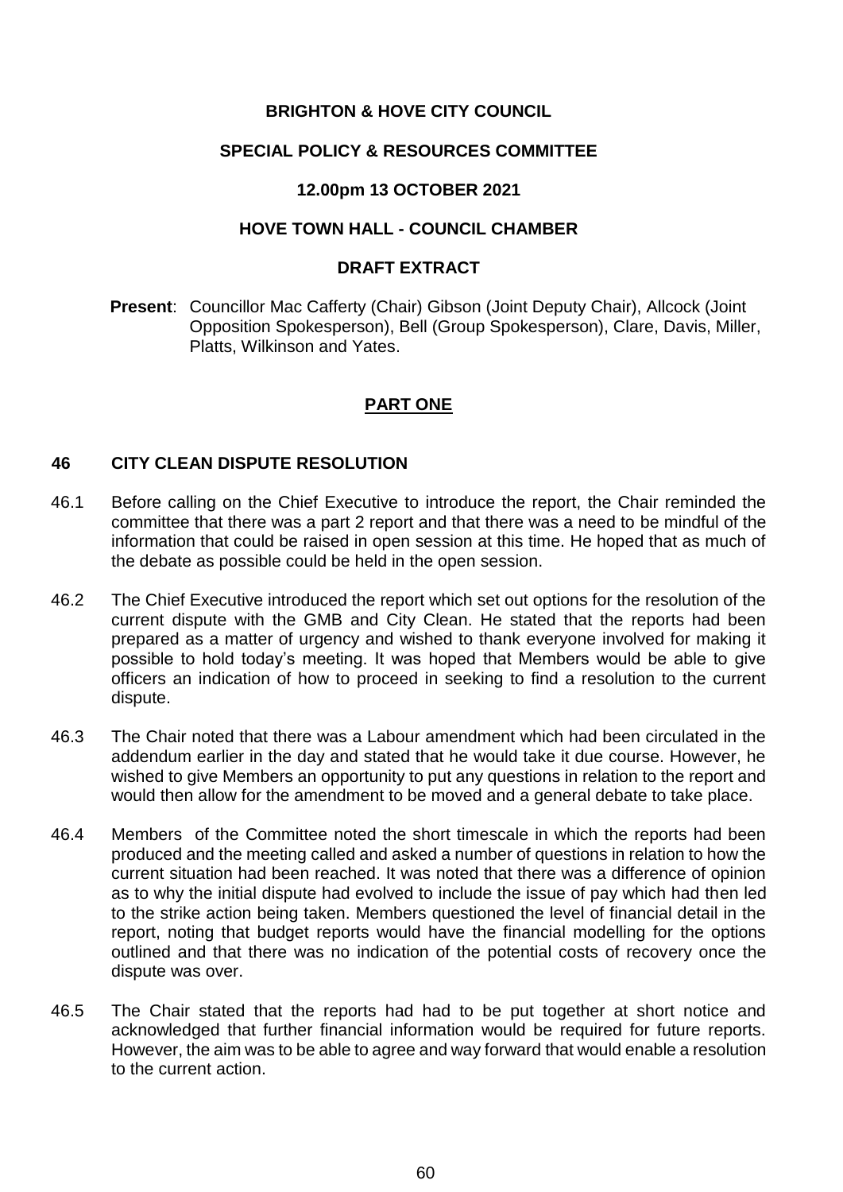**BRIGHTON & HOVE CITY COUNCIL**

**SPECIAL POLICY & RESOURCES COMMITTEE**

**12.00pm 13 OCTOBER 2021**

**HOVE TOWN HALL - COUNCIL CHAMBER**

**DRAFT EXTRACT**

**Present**: Councillor Mac Cafferty (Chair) Gibson (Joint Deputy Chair), Allcock (Joint Opposition Spokesperson), Bell (Group Spokesperson), Clare, Davis, Miller, Platts, Wilkinson and Yates.

**PART ONE**

## 46 CITY CLEAN DISPUTE RESOLUTION

46.1 Before calling on the Chief Executive to introduce the report, the Chair reminded the committee that there was a part 2 report and that there was a need to be mindful of the information that could be raised in open session at this time. He hoped that as much of the debate as possible could be held in the open session.

46.2 The Chief Executive introduced the report which set out options for the resolution of the current dispute with the GMB and City Clean. He stated that the reports had been prepared as a matter of urgency and wished to thank everyone involved for making it possible to hold today's meeting. It was hoped that Members would be able to give officers an indication of how to proceed in seeking to find a resolution to the current dispute.

46.3 The Chair noted that there was a Labour amendment which had been circulated in the addendum earlier in the day and stated that he would take it due course. However, he wished to give Members an opportunity to put any questions in relation to the report and would then allow for the amendment to be moved and a general debate to take place.

46.4 Members of the Committee noted the short timescale in which the reports had been produced and the meeting called and asked a number of questions in relation to how the current situation had been reached. It was noted that there was a difference of opinion as to why the initial dispute had evolved to include the issue of pay which had then led to the strike action being taken. Members questioned the level of financial detail in the report, noting that budget reports would have the financial modelling for the options outlined and that there was no indication of the potential costs of recovery once the dispute was over.

46.5 The Chair stated that the reports had had to be put together at short notice and acknowledged that further financial information would be required for future reports. However, the aim was to be able to agree and way forward that would enable a resolution to the current action.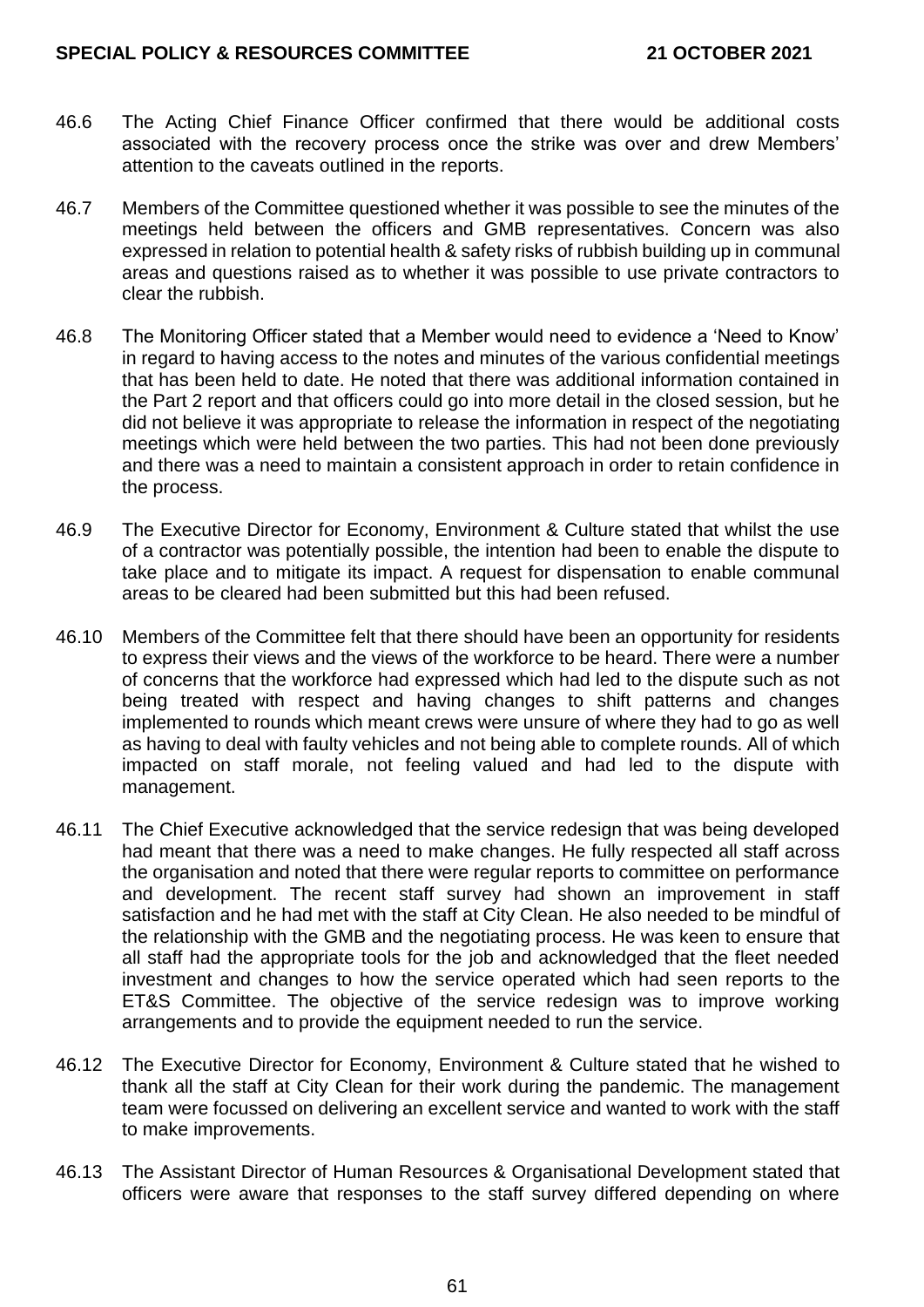46.6 The Acting Chief Finance Officer confirmed that there would be additional costs associated with the recovery process once the strike was over and drew Members' attention to the caveats outlined in the reports.

46.7 Members of the Committee questioned whether it was possible to see the minutes of the meetings held between the officers and GMB representatives. Concern was also expressed in relation to potential health & safety risks of rubbish building up in communal areas and questions raised as to whether it was possible to use private contractors to clear the rubbish.

46.8 The Monitoring Officer stated that a Member would need to evidence a 'Need to Know' in regard to having access to the notes and minutes of the various confidential meetings that has been held to date. He noted that there was additional information contained in the Part 2 report and that officers could go into more detail in the closed session, but he did not believe it was appropriate to release the information in respect of the negotiating meetings which were held between the two parties. This had not been done previously and there was a need to maintain a consistent approach in order to retain confidence in the process.

46.9 The Executive Director for Economy, Environment & Culture stated that whilst the use of a contractor was potentially possible, the intention had been to enable the dispute to take place and to mitigate its impact. A request for dispensation to enable communal areas to be cleared had been submitted but this had been refused.

46.10 Members of the Committee felt that there should have been an opportunity for residents to express their views and the views of the workforce to be heard. There were a number of concerns that the workforce had expressed which had led to the dispute such as not being treated with respect and having changes to shift patterns and changes implemented to rounds which meant crews were unsure of where they had to go as well as having to deal with faulty vehicles and not being able to complete rounds. All of which impacted on staff morale, not feeling valued and had led to the dispute with management.

46.11 The Chief Executive acknowledged that the service redesign that was being developed had meant that there was a need to make changes. He fully respected all staff across the organisation and noted that there were regular reports to committee on performance and development. The recent staff survey had shown an improvement in staff satisfaction and he had met with the staff at City Clean. He also needed to be mindful of the relationship with the GMB and the negotiating process. He was keen to ensure that all staff had the appropriate tools for the job and acknowledged that the fleet needed investment and changes to how the service operated which had seen reports to the ET&S Committee. The objective of the service redesign was to improve working arrangements and to provide the equipment needed to run the service.

46.12 The Executive Director for Economy, Environment & Culture stated that he wished to thank all the staff at City Clean for their work during the pandemic. The management team were focussed on delivering an excellent service and wanted to work with the staff to make improvements.

46.13 The Assistant Director of Human Resources & Organisational Development stated that officers were aware that responses to the staff survey differed depending on where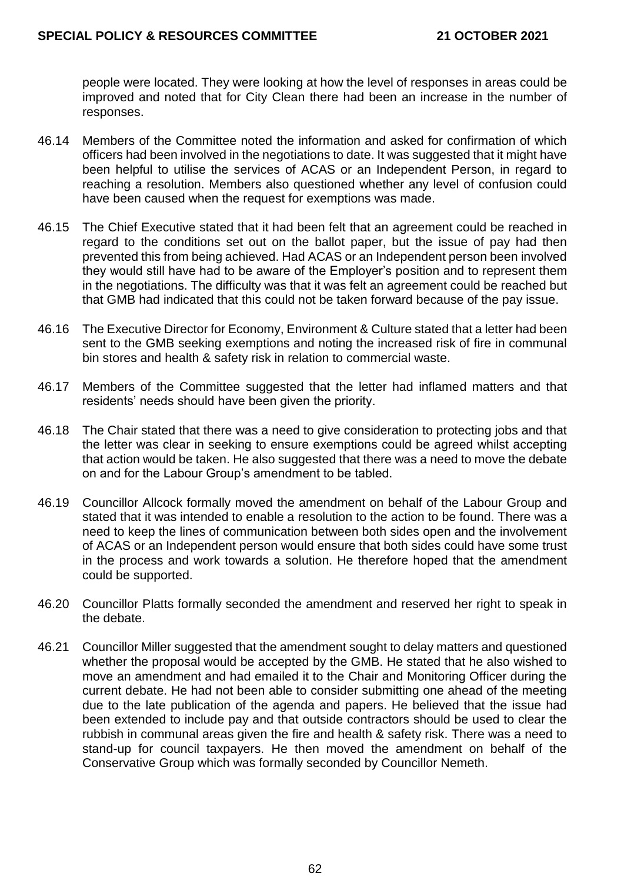people were located. They were looking at how the level of responses in areas could be improved and noted that for City Clean there had been an increase in the number of responses.

46.14 Members of the Committee noted the information and asked for confirmation of which officers had been involved in the negotiations to date. It was suggested that it might have been helpful to utilise the services of ACAS or an Independent Person, in regard to reaching a resolution. Members also questioned whether any level of confusion could have been caused when the request for exemptions was made.

46.15 The Chief Executive stated that it had been felt that an agreement could be reached in regard to the conditions set out on the ballot paper, but the issue of pay had then prevented this from being achieved. Had ACAS or an Independent person been involved they would still have had to be aware of the Employer's position and to represent them in the negotiations. The difficulty was that it was felt an agreement could be reached but that GMB had indicated that this could not be taken forward because of the pay issue.

46.16 The Executive Director for Economy, Environment & Culture stated that a letter had been sent to the GMB seeking exemptions and noting the increased risk of fire in communal bin stores and health & safety risk in relation to commercial waste.

46.17 Members of the Committee suggested that the letter had inflamed matters and that residents' needs should have been given the priority.

46.18 The Chair stated that there was a need to give consideration to protecting jobs and that the letter was clear in seeking to ensure exemptions could be agreed whilst accepting that action would be taken. He also suggested that there was a need to move the debate on and for the Labour Group's amendment to be tabled.

46.19 Councillor Allcock formally moved the amendment on behalf of the Labour Group and stated that it was intended to enable a resolution to the action to be found. There was a need to keep the lines of communication between both sides open and the involvement of ACAS or an Independent person would ensure that both sides could have some trust in the process and work towards a solution. He therefore hoped that the amendment could be supported.

46.20 Councillor Platts formally seconded the amendment and reserved her right to speak in the debate.

46.21 Councillor Miller suggested that the amendment sought to delay matters and questioned whether the proposal would be accepted by the GMB. He stated that he also wished to move an amendment and had emailed it to the Chair and Monitoring Officer during the current debate. He had not been able to consider submitting one ahead of the meeting due to the late publication of the agenda and papers. He believed that the issue had been extended to include pay and that outside contractors should be used to clear the rubbish in communal areas given the fire and health & safety risk. There was a need to stand-up for council taxpayers. He then moved the amendment on behalf of the Conservative Group which was formally seconded by Councillor Nemeth.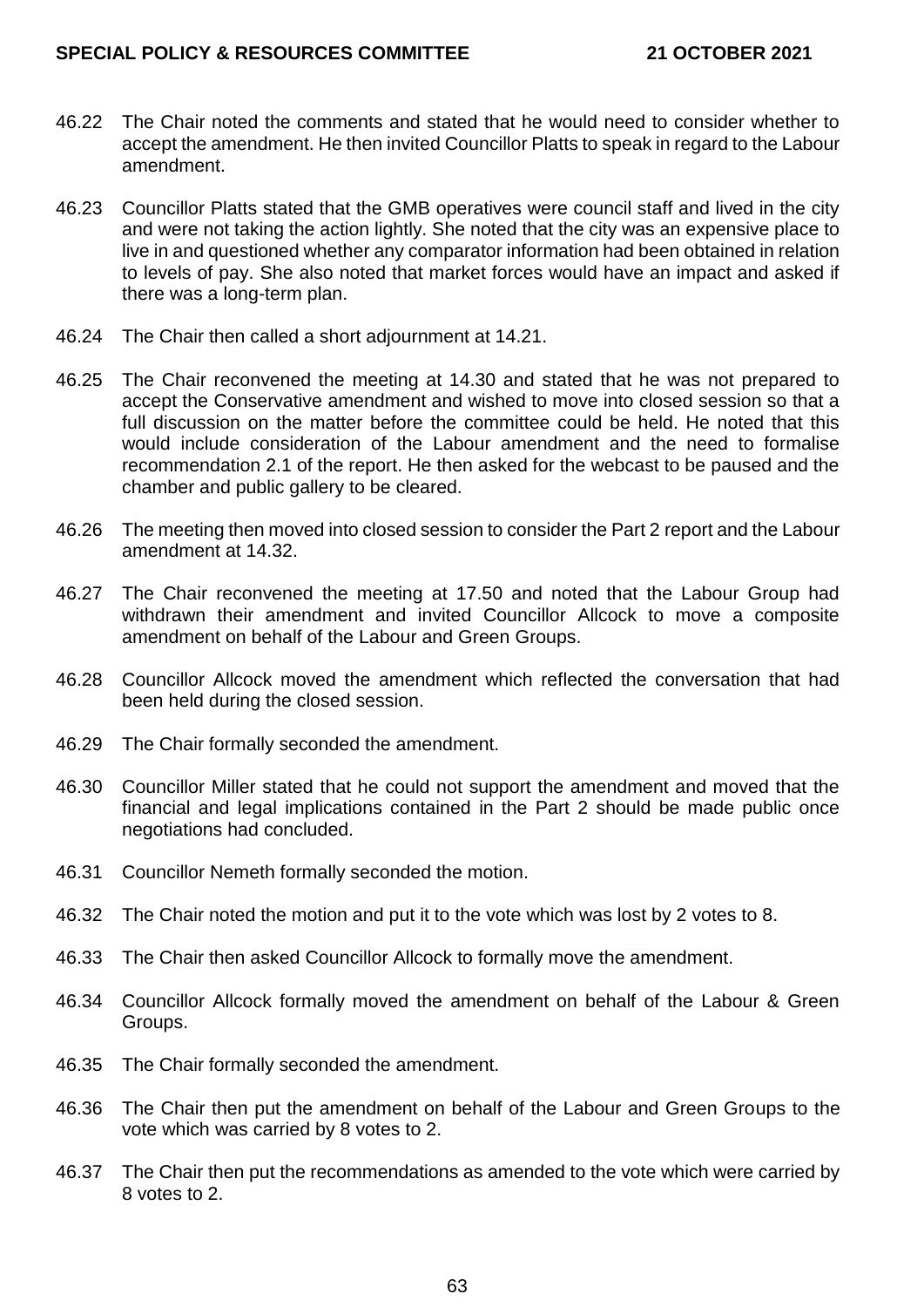46.22 The Chair noted the comments and stated that he would need to consider whether to accept the amendment. He then invited Councillor Platts to speak in regard to the Labour amendment.

46.23 Councillor Platts stated that the GMB operatives were council staff and lived in the city and were not taking the action lightly. She noted that the city was an expensive place to live in and questioned whether any comparator information had been obtained in relation to levels of pay. She also noted that market forces would have an impact and asked if there was a long-term plan.

46.24 The Chair then called a short adjournment at 14.21.

46.25 The Chair reconvened the meeting at 14.30 and stated that he was not prepared to accept the Conservative amendment and wished to move into closed session so that a full discussion on the matter before the committee could be held. He noted that this would include consideration of the Labour amendment and the need to formalise recommendation 2.1 of the report. He then asked for the webcast to be paused and the chamber and public gallery to be cleared.

46.26 The meeting then moved into closed session to consider the Part 2 report and the Labour amendment at 14.32.

46.27 The Chair reconvened the meeting at 17.50 and noted that the Labour Group had withdrawn their amendment and invited Councillor Allcock to move a composite amendment on behalf of the Labour and Green Groups.

46.28 Councillor Allcock moved the amendment which reflected the conversation that had been held during the closed session.

46.29 The Chair formally seconded the amendment.

46.30 Councillor Miller stated that he could not support the amendment and moved that the financial and legal implications contained in the Part 2 should be made public once negotiations had concluded.

46.31 Councillor Nemeth formally seconded the motion.

46.32 The Chair noted the motion and put it to the vote which was lost by 2 votes to 8.

46.33 The Chair then asked Councillor Allcock to formally move the amendment.

46.34 Councillor Allcock formally moved the amendment on behalf of the Labour & Green Groups.

46.35 The Chair formally seconded the amendment.

46.36 The Chair then put the amendment on behalf of the Labour and Green Groups to the vote which was carried by 8 votes to 2.

46.37 The Chair then put the recommendations as amended to the vote which were carried by 8 votes to 2.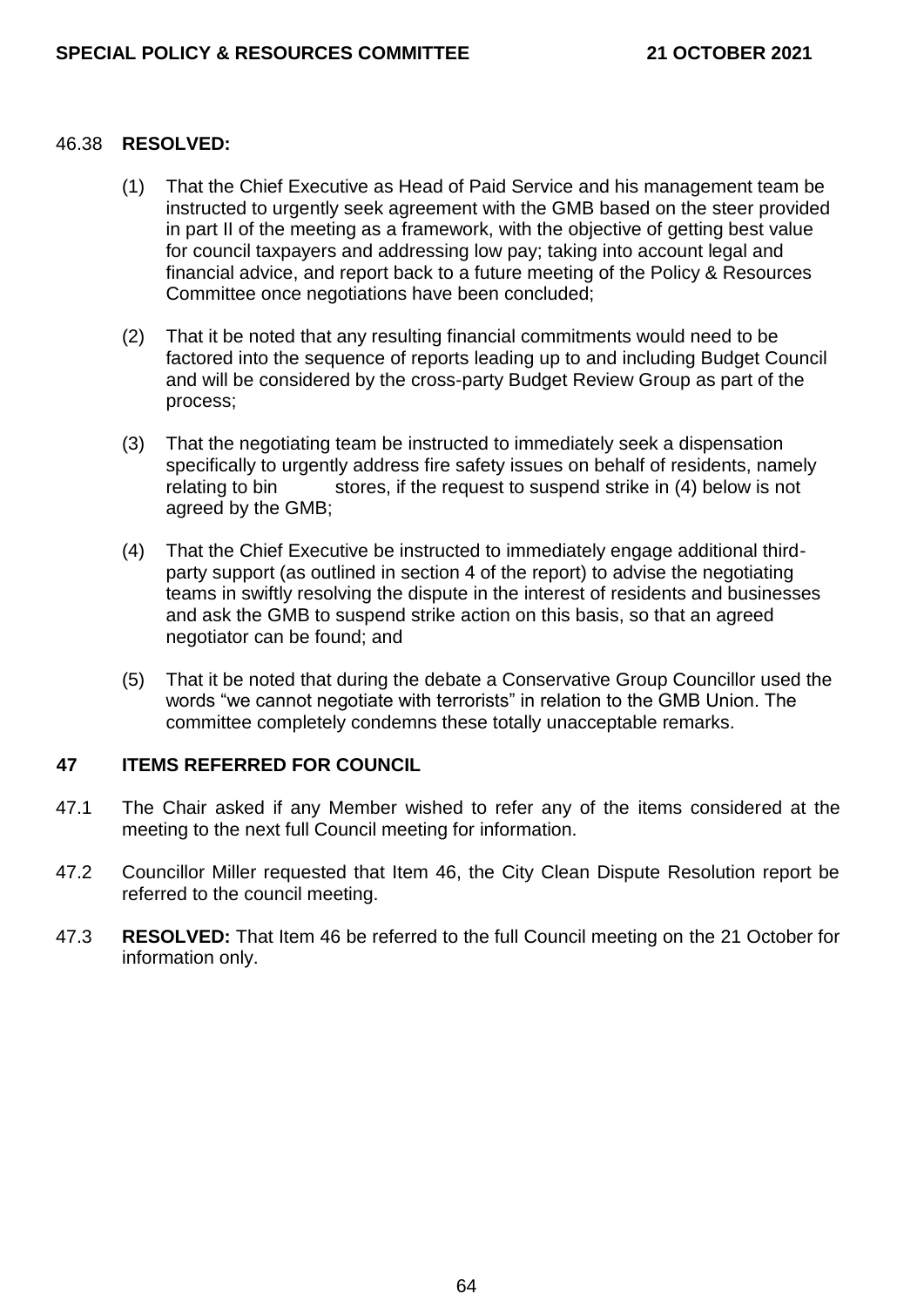46.38 **RESOLVED:**

(1) That the Chief Executive as Head of Paid Service and his management team be instructed to urgently seek agreement with the GMB based on the steer provided in part II of the meeting as a framework, with the objective of getting best value for council taxpayers and addressing low pay; taking into account legal and financial advice, and report back to a future meeting of the Policy & Resources Committee once negotiations have been concluded;

(2) That it be noted that any resulting financial commitments would need to be factored into the sequence of reports leading up to and including Budget Council and will be considered by the cross-party Budget Review Group as part of the process;

(3) That the negotiating team be instructed to immediately seek a dispensation specifically to urgently address fire safety issues on behalf of residents, namely relating to bin stores, if the request to suspend strike in (4) below is not agreed by the GMB;

(4) That the Chief Executive be instructed to immediately engage additional third-party support (as outlined in section 4 of the report) to advise the negotiating teams in swiftly resolving the dispute in the interest of residents and businesses and ask the GMB to suspend strike action on this basis, so that an agreed negotiator can be found; and

(5) That it be noted that during the debate a Conservative Group Councillor used the words "we cannot negotiate with terrorists" in relation to the GMB Union. The committee completely condemns these totally unacceptable remarks.

## 47 ITEMS REFERRED FOR COUNCIL

47.1 The Chair asked if any Member wished to refer any of the items considered at the meeting to the next full Council meeting for information.

47.2 Councillor Miller requested that Item 46, the City Clean Dispute Resolution report be referred to the council meeting.

47.3 **RESOLVED:** That Item 46 be referred to the full Council meeting on the 21 October for information only.